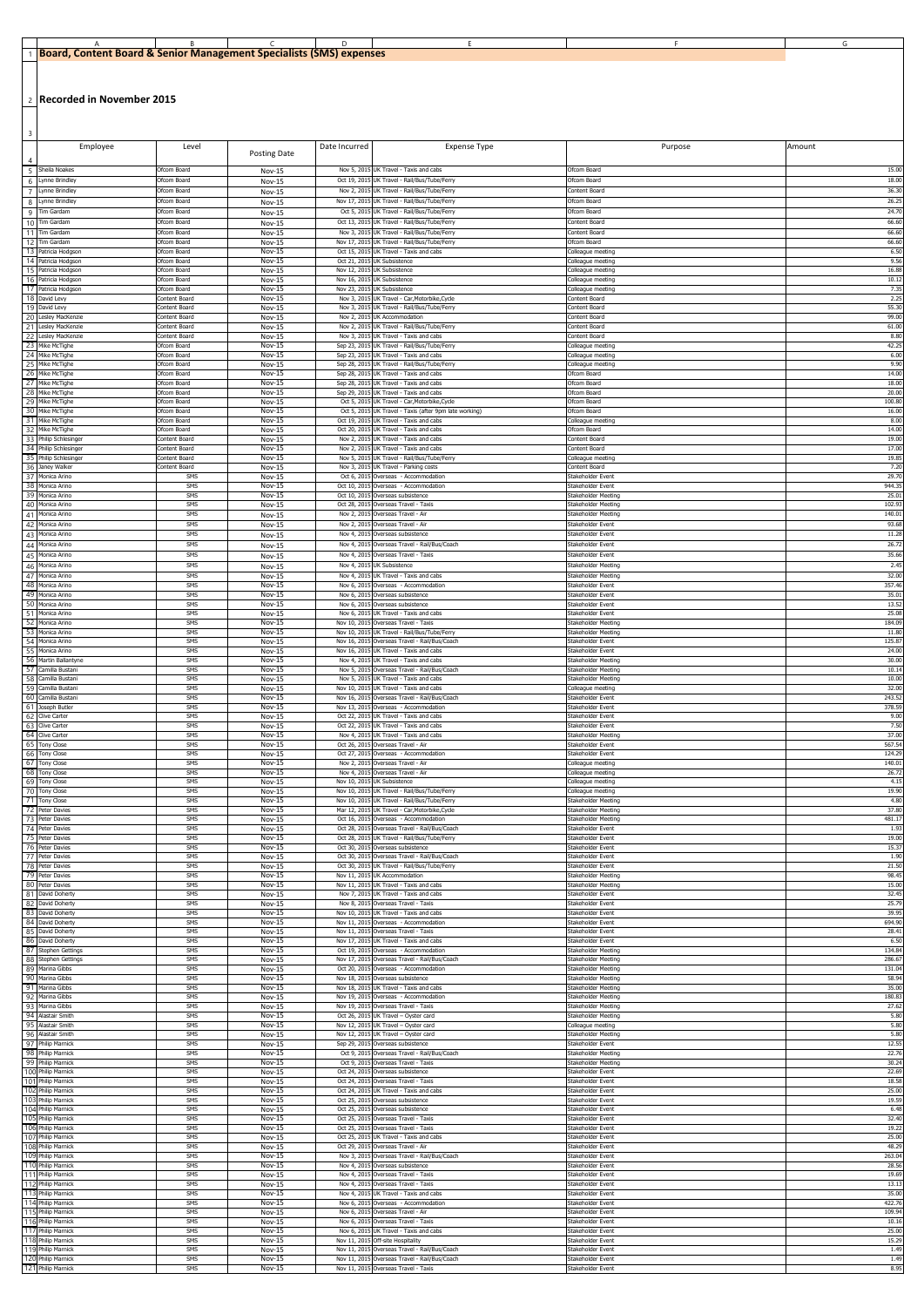# Board, Content Board & Senior Management Specialists (SMS) expenses

## Recorded in November 2015

| Employee | Level | Posting Date | Date Incurred | Expense Type | Purpose | Amount |
|---|---|---|---|---|---|---|
| Sheila Noakes | Ofcom Board | Nov-15 | Nov 5, 2015 | UK Travel - Taxis and cabs | Ofcom Board | 15.00 |
| Lynne Brindley | Ofcom Board | Nov-15 | Oct 19, 2015 | UK Travel - Rail/Bus/Tube/Ferry | Ofcom Board | 18.00 |
| Lynne Brindley | Ofcom Board | Nov-15 | Nov 2, 2015 | UK Travel - Rail/Bus/Tube/Ferry | Content Board | 36.30 |
| Lynne Brindley | Ofcom Board | Nov-15 | Nov 17, 2015 | UK Travel - Rail/Bus/Tube/Ferry | Ofcom Board | 26.25 |
| Tim Gardam | Ofcom Board | Nov-15 | Oct 5, 2015 | UK Travel - Rail/Bus/Tube/Ferry | Ofcom Board | 24.70 |
| Tim Gardam | Ofcom Board | Nov-15 | Oct 13, 2015 | UK Travel - Rail/Bus/Tube/Ferry | Content Board | 66.60 |
| Tim Gardam | Ofcom Board | Nov-15 | Nov 3, 2015 | UK Travel - Rail/Bus/Tube/Ferry | Content Board | 66.60 |
| Tim Gardam | Ofcom Board | Nov-15 | Nov 17, 2015 | UK Travel - Rail/Bus/Tube/Ferry | Ofcom Board | 66.60 |
| Patricia Hodgson | Ofcom Board | Nov-15 | Oct 15, 2015 | UK Travel - Taxis and cabs | Colleague meeting | 6.50 |
| Patricia Hodgson | Ofcom Board | Nov-15 | Oct 21, 2015 | UK Subsistence | Colleague meeting | 9.56 |
| Patricia Hodgson | Ofcom Board | Nov-15 | Nov 12, 2015 | UK Subsistence | Colleague meeting | 16.88 |
| Patricia Hodgson | Ofcom Board | Nov-15 | Nov 16, 2015 | UK Subsistence | Colleague meeting | 10.12 |
| Patricia Hodgson | Ofcom Board | Nov-15 | Nov 23, 2015 | UK Subsistence | Colleague meeting | 7.35 |
| David Levy | Content Board | Nov-15 | Nov 3, 2015 | UK Travel - Car,Motorbike,Cycle | Content Board | 2.25 |
| David Levy | Content Board | Nov-15 | Nov 3, 2015 | UK Travel - Rail/Bus/Tube/Ferry | Content Board | 55.30 |
| Lesley MacKenzie | Content Board | Nov-15 | Nov 2, 2015 | UK Accommodation | Content Board | 99.00 |
| Lesley MacKenzie | Content Board | Nov-15 | Nov 2, 2015 | UK Travel - Rail/Bus/Tube/Ferry | Content Board | 61.00 |
| Lesley MacKenzie | Content Board | Nov-15 | Nov 3, 2015 | UK Travel - Taxis and cabs | Content Board | 8.80 |
| Mike McTighe | Ofcom Board | Nov-15 | Sep 23, 2015 | UK Travel - Rail/Bus/Tube/Ferry | Colleague meeting | 42.25 |
| Mike McTighe | Ofcom Board | Nov-15 | Sep 23, 2015 | UK Travel - Taxis and cabs | Colleague meeting | 6.00 |
| Mike McTighe | Ofcom Board | Nov-15 | Sep 28, 2015 | UK Travel - Rail/Bus/Tube/Ferry | Colleague meeting | 9.90 |
| Mike McTighe | Ofcom Board | Nov-15 | Sep 28, 2015 | UK Travel - Taxis and cabs | Ofcom Board | 14.00 |
| Mike McTighe | Ofcom Board | Nov-15 | Sep 28, 2015 | UK Travel - Taxis and cabs | Ofcom Board | 18.00 |
| Mike McTighe | Ofcom Board | Nov-15 | Sep 29, 2015 | UK Travel - Taxis and cabs | Ofcom Board | 20.00 |
| Mike McTighe | Ofcom Board | Nov-15 | Oct 5, 2015 | UK Travel - Car,Motorbike,Cycle | Ofcom Board | 100.80 |
| Mike McTighe | Ofcom Board | Nov-15 | Oct 5, 2015 | UK Travel - Taxis (after 9pm late working) | Ofcom Board | 16.00 |
| Mike McTighe | Ofcom Board | Nov-15 | Oct 19, 2015 | UK Travel - Taxis and cabs | Colleague meeting | 8.00 |
| Mike McTighe | Ofcom Board | Nov-15 | Oct 20, 2015 | UK Travel - Taxis and cabs | Ofcom Board | 14.00 |
| Philip Schlesinger | Content Board | Nov-15 | Nov 2, 2015 | UK Travel - Taxis and cabs | Content Board | 19.00 |
| Philip Schlesinger | Content Board | Nov-15 | Nov 2, 2015 | UK Travel - Taxis and cabs | Content Board | 17.00 |
| Philip Schlesinger | Content Board | Nov-15 | Nov 5, 2015 | UK Travel - Rail/Bus/Tube/Ferry | Colleague meeting | 19.85 |
| Janey Walker | Content Board | Nov-15 | Nov 3, 2015 | UK Travel - Parking costs | Content Board | 7.20 |
| Monica Arino | SMS | Nov-15 | Oct 6, 2015 | Overseas - Accommodation | Stakeholder Event | 29.70 |
| Monica Arino | SMS | Nov-15 | Oct 10, 2015 | Overseas - Accommodation | Stakeholder Event | 944.35 |
| Monica Arino | SMS | Nov-15 | Oct 10, 2015 | Overseas subsistence | Stakeholder Meeting | 25.01 |
| Monica Arino | SMS | Nov-15 | Oct 28, 2015 | Overseas Travel - Taxis | Stakeholder Meeting | 102.93 |
| Monica Arino | SMS | Nov-15 | Nov 2, 2015 | Overseas Travel - Air | Stakeholder Meeting | 140.01 |
| Monica Arino | SMS | Nov-15 | Nov 2, 2015 | Overseas Travel - Air | Stakeholder Event | 93.68 |
| Monica Arino | SMS | Nov-15 | Nov 4, 2015 | Overseas subsistence | Stakeholder Event | 11.28 |
| Monica Arino | SMS | Nov-15 | Nov 4, 2015 | Overseas Travel - Rail/Bus/Coach | Stakeholder Event | 26.72 |
| Monica Arino | SMS | Nov-15 | Nov 4, 2015 | Overseas Travel - Taxis | Stakeholder Event | 35.66 |
| Monica Arino | SMS | Nov-15 | Nov 4, 2015 | UK Subsistence | Stakeholder Meeting | 2.45 |
| Monica Arino | SMS | Nov-15 | Nov 4, 2015 | UK Travel - Taxis and cabs | Stakeholder Meeting | 32.00 |
| Monica Arino | SMS | Nov-15 | Nov 6, 2015 | Overseas - Accommodation | Stakeholder Event | 357.46 |
| Monica Arino | SMS | Nov-15 | Nov 6, 2015 | Overseas subsistence | Stakeholder Event | 35.01 |
| Monica Arino | SMS | Nov-15 | Nov 6, 2015 | Overseas subsistence | Stakeholder Event | 13.52 |
| Monica Arino | SMS | Nov-15 | Nov 6, 2015 | UK Travel - Taxis and cabs | Stakeholder Event | 25.08 |
| Monica Arino | SMS | Nov-15 | Nov 10, 2015 | Overseas Travel - Taxis | Stakeholder Meeting | 184.09 |
| Monica Arino | SMS | Nov-15 | Nov 10, 2015 | UK Travel - Rail/Bus/Tube/Ferry | Stakeholder Meeting | 11.80 |
| Monica Arino | SMS | Nov-15 | Nov 16, 2015 | Overseas Travel - Rail/Bus/Coach | Stakeholder Event | 125.87 |
| Monica Arino | SMS | Nov-15 | Nov 16, 2015 | UK Travel - Taxis and cabs | Stakeholder Event | 24.00 |
| Martin Ballantyne | SMS | Nov-15 | Nov 4, 2015 | UK Travel - Taxis and cabs | Stakeholder Meeting | 30.00 |
| Camilla Bustani | SMS | Nov-15 | Nov 5, 2015 | Overseas Travel - Rail/Bus/Coach | Stakeholder Meeting | 10.14 |
| Camilla Bustani | SMS | Nov-15 | Nov 5, 2015 | UK Travel - Taxis and cabs | Stakeholder Meeting | 10.00 |
| Camilla Bustani | SMS | Nov-15 | Nov 10, 2015 | UK Travel - Taxis and cabs | Colleague meeting | 32.00 |
| Camilla Bustani | SMS | Nov-15 | Nov 16, 2015 | Overseas Travel - Rail/Bus/Coach | Stakeholder Event | 243.52 |
| Joseph Butler | SMS | Nov-15 | Nov 13, 2015 | Overseas - Accommodation | Stakeholder Event | 378.59 |
| Clive Carter | SMS | Nov-15 | Oct 22, 2015 | UK Travel - Taxis and cabs | Stakeholder Event | 9.00 |
| Clive Carter | SMS | Nov-15 | Oct 22, 2015 | UK Travel - Taxis and cabs | Stakeholder Event | 7.50 |
| Clive Carter | SMS | Nov-15 | Nov 4, 2015 | UK Travel - Taxis and cabs | Stakeholder Meeting | 37.00 |
| Tony Close | SMS | Nov-15 | Oct 26, 2015 | Overseas Travel - Air | Stakeholder Event | 567.54 |
| Tony Close | SMS | Nov-15 | Oct 27, 2015 | Overseas - Accommodation | Stakeholder Event | 124.29 |
| Tony Close | SMS | Nov-15 | Nov 2, 2015 | Overseas Travel - Air | Colleague meeting | 140.01 |
| Tony Close | SMS | Nov-15 | Nov 4, 2015 | Overseas Travel - Air | Colleague meeting | 26.72 |
| Tony Close | SMS | Nov-15 | Nov 10, 2015 | UK Subsistence | Colleague meeting | 4.15 |
| Tony Close | SMS | Nov-15 | Nov 10, 2015 | UK Travel - Rail/Bus/Tube/Ferry | Colleague meeting | 19.90 |
| Tony Close | SMS | Nov-15 | Nov 10, 2015 | UK Travel - Rail/Bus/Tube/Ferry | Stakeholder Meeting | 4.80 |
| Peter Davies | SMS | Nov-15 | Mar 12, 2015 | UK Travel - Car,Motorbike,Cycle | Stakeholder Meeting | 37.80 |
| Peter Davies | SMS | Nov-15 | Oct 16, 2015 | Overseas - Accommodation | Stakeholder Meeting | 481.17 |
| Peter Davies | SMS | Nov-15 | Oct 28, 2015 | Overseas Travel - Rail/Bus/Coach | Stakeholder Event | 1.93 |
| Peter Davies | SMS | Nov-15 | Oct 28, 2015 | UK Travel - Rail/Bus/Tube/Ferry | Stakeholder Event | 19.00 |
| Peter Davies | SMS | Nov-15 | Oct 30, 2015 | Overseas subsistence | Stakeholder Event | 15.37 |
| Peter Davies | SMS | Nov-15 | Oct 30, 2015 | Overseas Travel - Rail/Bus/Coach | Stakeholder Event | 1.90 |
| Peter Davies | SMS | Nov-15 | Oct 30, 2015 | UK Travel - Rail/Bus/Tube/Ferry | Stakeholder Event | 21.50 |
| Peter Davies | SMS | Nov-15 | Nov 11, 2015 | UK Accommodation | Stakeholder Meeting | 98.45 |
| Peter Davies | SMS | Nov-15 | Nov 11, 2015 | UK Travel - Taxis and cabs | Stakeholder Meeting | 15.00 |
| David Doherty | SMS | Nov-15 | Nov 7, 2015 | UK Travel - Taxis and cabs | Stakeholder Event | 32.45 |
| David Doherty | SMS | Nov-15 | Nov 8, 2015 | Overseas Travel - Taxis | Stakeholder Event | 25.79 |
| David Doherty | SMS | Nov-15 | Nov 10, 2015 | UK Travel - Taxis and cabs | Stakeholder Event | 39.95 |
| David Doherty | SMS | Nov-15 | Nov 11, 2015 | Overseas - Accommodation | Stakeholder Event | 694.90 |
| David Doherty | SMS | Nov-15 | Nov 11, 2015 | Overseas Travel - Taxis | Stakeholder Event | 28.41 |
| David Doherty | SMS | Nov-15 | Nov 17, 2015 | UK Travel - Taxis and cabs | Stakeholder Event | 6.50 |
| Stephen Gettings | SMS | Nov-15 | Oct 19, 2015 | Overseas - Accommodation | Stakeholder Meeting | 134.84 |
| Stephen Gettings | SMS | Nov-15 | Nov 17, 2015 | Overseas Travel - Rail/Bus/Coach | Stakeholder Meeting | 286.67 |
| Marina Gibbs | SMS | Nov-15 | Oct 20, 2015 | Overseas - Accommodation | Stakeholder Meeting | 131.04 |
| Marina Gibbs | SMS | Nov-15 | Nov 18, 2015 | Overseas subsistence | Stakeholder Meeting | 58.94 |
| Marina Gibbs | SMS | Nov-15 | Nov 18, 2015 | UK Travel - Taxis and cabs | Stakeholder Meeting | 35.00 |
| Marina Gibbs | SMS | Nov-15 | Nov 19, 2015 | Overseas - Accommodation | Stakeholder Meeting | 180.83 |
| Marina Gibbs | SMS | Nov-15 | Nov 19, 2015 | Overseas Travel - Taxis | Stakeholder Meeting | 27.62 |
| Alastair Smith | SMS | Nov-15 | Oct 26, 2015 | UK Travel - Oyster card | Stakeholder Meeting | 5.80 |
| Alastair Smith | SMS | Nov-15 | Nov 12, 2015 | UK Travel - Oyster card | Colleague meeting | 5.80 |
| Alastair Smith | SMS | Nov-15 | Nov 12, 2015 | UK Travel - Oyster card | Stakeholder Meeting | 5.80 |
| Philip Marnick | SMS | Nov-15 | Sep 29, 2015 | Overseas subsistence | Stakeholder Event | 12.55 |
| Philip Marnick | SMS | Nov-15 | Oct 9, 2015 | Overseas Travel - Rail/Bus/Coach | Stakeholder Meeting | 22.76 |
| Philip Marnick | SMS | Nov-15 | Oct 9, 2015 | Overseas Travel - Taxis | Stakeholder Meeting | 30.24 |
| Philip Marnick | SMS | Nov-15 | Oct 24, 2015 | Overseas subsistence | Stakeholder Event | 22.69 |
| Philip Marnick | SMS | Nov-15 | Oct 24, 2015 | Overseas Travel - Taxis | Stakeholder Event | 18.58 |
| Philip Marnick | SMS | Nov-15 | Oct 24, 2015 | UK Travel - Taxis and cabs | Stakeholder Event | 25.00 |
| Philip Marnick | SMS | Nov-15 | Oct 25, 2015 | Overseas subsistence | Stakeholder Event | 19.59 |
| Philip Marnick | SMS | Nov-15 | Oct 25, 2015 | Overseas subsistence | Stakeholder Event | 6.48 |
| Philip Marnick | SMS | Nov-15 | Oct 25, 2015 | Overseas Travel - Taxis | Stakeholder Event | 32.40 |
| Philip Marnick | SMS | Nov-15 | Oct 25, 2015 | Overseas Travel - Taxis | Stakeholder Event | 19.22 |
| Philip Marnick | SMS | Nov-15 | Oct 25, 2015 | UK Travel - Taxis and cabs | Stakeholder Event | 25.00 |
| Philip Marnick | SMS | Nov-15 | Oct 29, 2015 | Overseas Travel - Air | Stakeholder Event | 48.29 |
| Philip Marnick | SMS | Nov-15 | Nov 3, 2015 | Overseas Travel - Rail/Bus/Coach | Stakeholder Event | 263.04 |
| Philip Marnick | SMS | Nov-15 | Nov 4, 2015 | Overseas subsistence | Stakeholder Event | 28.56 |
| Philip Marnick | SMS | Nov-15 | Nov 4, 2015 | Overseas Travel - Taxis | Stakeholder Event | 19.69 |
| Philip Marnick | SMS | Nov-15 | Nov 4, 2015 | Overseas Travel - Taxis | Stakeholder Event | 13.13 |
| Philip Marnick | SMS | Nov-15 | Nov 4, 2015 | UK Travel - Taxis and cabs | Stakeholder Event | 35.00 |
| Philip Marnick | SMS | Nov-15 | Nov 6, 2015 | Overseas - Accommodation | Stakeholder Event | 422.76 |
| Philip Marnick | SMS | Nov-15 | Nov 6, 2015 | Overseas Travel - Air | Stakeholder Event | 109.94 |
| Philip Marnick | SMS | Nov-15 | Nov 6, 2015 | Overseas Travel - Taxis | Stakeholder Event | 10.16 |
| Philip Marnick | SMS | Nov-15 | Nov 6, 2015 | UK Travel - Taxis and cabs | Stakeholder Event | 25.00 |
| Philip Marnick | SMS | Nov-15 | Nov 11, 2015 | Off-site Hospitality | Stakeholder Event | 15.29 |
| Philip Marnick | SMS | Nov-15 | Nov 11, 2015 | Overseas Travel - Rail/Bus/Coach | Stakeholder Event | 1.49 |
| Philip Marnick | SMS | Nov-15 | Nov 11, 2015 | Overseas Travel - Rail/Bus/Coach | Stakeholder Event | 1.49 |
| Philip Marnick | SMS | Nov-15 | Nov 11, 2015 | Overseas Travel - Taxis | Stakeholder Event | 8.95 |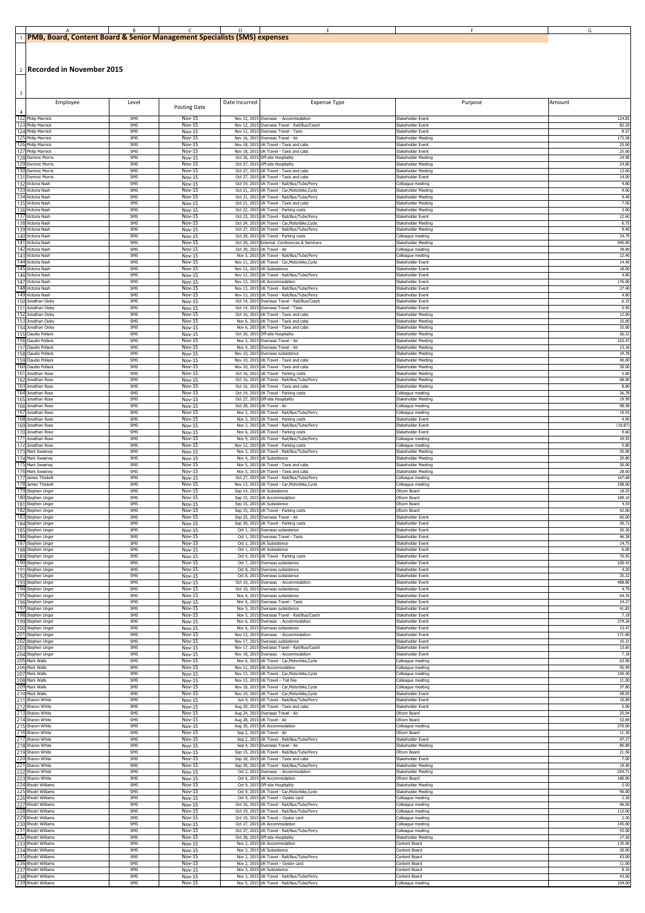# PMB, Board, Content Board & Senior Management Specialists (SMS) expenses

## Recorded in November 2015

| Employee | Level | Posting Date | Date Incurred | Expense Type | Purpose | Amount |
|---|---|---|---|---|---|---|
| Philip Marnick | SMS | Nov-15 | Nov 12, 2015 | Overseas - Accommodation | Stakeholder Event | 124.82 |
| Philip Marnick | SMS | Nov-15 | Nov 12, 2015 | Overseas Travel - Rail/Bus/Coach | Stakeholder Event | 82.20 |
| Philip Marnick | SMS | Nov-15 | Nov 12, 2015 | Overseas Travel - Taxis | Stakeholder Event | 8.57 |
| Philip Marnick | SMS | Nov-15 | Nov 16, 2015 | Overseas Travel - Air | Stakeholder Meeting | 173.58 |
| Philip Marnick | SMS | Nov-15 | Nov 18, 2015 | UK Travel - Taxis and cabs | Stakeholder Event | 25.00 |
| Philip Marnick | SMS | Nov-15 | Nov 18, 2015 | UK Travel - Taxis and cabs | Stakeholder Event | 25.00 |
| Dominic Morris | SMS | Nov-15 | Oct 26, 2015 | Off-site Hospitality | Stakeholder Meeting | 24.90 |
| Dominic Morris | SMS | Nov-15 | Oct 27, 2015 | Off-site Hospitality | Stakeholder Meeting | 24.80 |
| Dominic Morris | SMS | Nov-15 | Oct 27, 2015 | UK Travel - Taxis and cabs | Stakeholder Meeting | 13.00 |
| Dominic Morris | SMS | Nov-15 | Oct 27, 2015 | UK Travel - Taxis and cabs | Stakeholder Event | 14.00 |
| Victoria Nash | SMS | Nov-15 | Oct 19, 2015 | UK Travel - Rail/Bus/Tube/Ferry | Colleague meeting | 4.80 |
| Victoria Nash | SMS | Nov-15 | Oct 21, 2015 | UK Travel - Car,Motorbike,Cycle | Stakeholder Meeting | 9.00 |
| Victoria Nash | SMS | Nov-15 | Oct 21, 2015 | UK Travel - Rail/Bus/Tube/Ferry | Stakeholder Meeting | 9.40 |
| Victoria Nash | SMS | Nov-15 | Oct 21, 2015 | UK Travel - Taxis and cabs | Stakeholder Meeting | 7.50 |
| Victoria Nash | SMS | Nov-15 | Oct 22, 2015 | UK Travel - Parking costs | Stakeholder Meeting | 3.00 |
| Victoria Nash | SMS | Nov-15 | Oct 23, 2015 | UK Travel - Rail/Bus/Tube/Ferry | Stakeholder Event | 12.60 |
| Victoria Nash | SMS | Nov-15 | Oct 24, 2015 | UK Travel - Car,Motorbike,Cycle | Stakeholder Meeting | 6.75 |
| Victoria Nash | SMS | Nov-15 | Oct 27, 2015 | UK Travel - Rail/Bus/Tube/Ferry | Stakeholder Meeting | 9.40 |
| Victoria Nash | SMS | Nov-15 | Oct 28, 2015 | UK Travel - Parking costs | Colleague meeting | 34.79 |
| Victoria Nash | SMS | Nov-15 | Oct 29, 2015 | External Conferences & Seminars | Stakeholder Meeting | 945.90 |
| Victoria Nash | SMS | Nov-15 | Oct 29, 2015 | UK Travel - Air | Colleague meeting | 78.89 |
| Victoria Nash | SMS | Nov-15 | Nov 5, 2015 | UK Travel - Rail/Bus/Tube/Ferry | Colleague meeting | 12.40 |
| Victoria Nash | SMS | Nov-15 | Nov 11, 2015 | UK Travel - Car,Motorbike,Cycle | Stakeholder Event | 14.40 |
| Victoria Nash | SMS | Nov-15 | Nov 12, 2015 | UK Subsistence | Stakeholder Event | 18.00 |
| Victoria Nash | SMS | Nov-15 | Nov 12, 2015 | UK Travel - Rail/Bus/Tube/Ferry | Stakeholder Event | 4.80 |
| Victoria Nash | SMS | Nov-15 | Nov 13, 2015 | UK Accommodation | Stakeholder Event | 176.00 |
| Victoria Nash | SMS | Nov-15 | Nov 13, 2015 | UK Travel - Rail/Bus/Tube/Ferry | Stakeholder Event | 27.40 |
| Victoria Nash | SMS | Nov-15 | Nov 13, 2015 | UK Travel - Rail/Bus/Tube/Ferry | Stakeholder Event | 4.80 |
| Jonathan Oxley | SMS | Nov-15 | Oct 14, 2015 | Overseas Travel - Rail/Bus/Coach | Stakeholder Event | 6.33 |
| Jonathan Oxley | SMS | Nov-15 | Oct 14, 2015 | Overseas Travel - Taxis | Stakeholder Event | 5.95 |
| Jonathan Oxley | SMS | Nov-15 | Oct 16, 2015 | UK Travel - Taxis and cabs | Stakeholder Meeting | 12.00 |
| Jonathan Oxley | SMS | Nov-15 | Nov 6, 2015 | UK Travel - Taxis and cabs | Stakeholder Meeting | 15.00 |
| Jonathan Oxley | SMS | Nov-15 | Nov 6, 2015 | UK Travel - Taxis and cabs | Stakeholder Meeting | 15.00 |
| Claudio Pollack | SMS | Nov-15 | Oct 26, 2015 | Off-site Hospitality | Stakeholder Meeting | 26.22 |
| Claudio Pollack | SMS | Nov-15 | Nov 2, 2015 | Overseas Travel - Air | Stakeholder Meeting | 163.47 |
| Claudio Pollack | SMS | Nov-15 | Nov 4, 2015 | Overseas Travel - Air | Stakeholder Meeting | 13.36 |
| Claudio Pollack | SMS | Nov-15 | Nov 10, 2015 | Overseas subsistence | Stakeholder Meeting | 19.78 |
| Claudio Pollack | SMS | Nov-15 | Nov 10, 2015 | UK Travel - Taxis and cabs | Stakeholder Meeting | 40.00 |
| Claudio Pollack | SMS | Nov-15 | Nov 10, 2015 | UK Travel - Taxis and cabs | Stakeholder Meeting | 30.00 |
| Jonathan Rose | SMS | Nov-15 | Oct 16, 2015 | UK Travel - Parking costs | Stakeholder Meeting | 5.00 |
| Jonathan Rose | SMS | Nov-15 | Oct 16, 2015 | UK Travel - Rail/Bus/Tube/Ferry | Stakeholder Meeting | 68.00 |
| Jonathan Rose | SMS | Nov-15 | Oct 16, 2015 | UK Travel - Taxis and cabs | Stakeholder Meeting | 8.80 |
| Jonathan Rose | SMS | Nov-15 | Oct 19, 2015 | UK Travel - Parking costs | Colleague meeting | 26.78 |
| Jonathan Rose | SMS | Nov-15 | Oct 27, 2015 | Off-site Hospitality | Stakeholder Meeting | 19.99 |
| Jonathan Rose | SMS | Nov-15 | Oct 28, 2015 | UK Travel - Air | Colleague meeting | 98.98 |
| Jonathan Rose | SMS | Nov-15 | Nov 2, 2015 | UK Travel - Rail/Bus/Tube/Ferry | Colleague meeting | 19.93 |
| Jonathan Rose | SMS | Nov-15 | Nov 3, 2015 | UK Travel - Parking costs | Stakeholder Event | 4.50 |
| Jonathan Rose | SMS | Nov-15 | Nov 3, 2015 | UK Travel - Rail/Bus/Tube/Ferry | Stakeholder Event | (18.87) |
| Jonathan Rose | SMS | Nov-15 | Nov 6, 2015 | UK Travel - Parking costs | Stakeholder Event | 9.60 |
| Jonathan Rose | SMS | Nov-15 | Nov 9, 2015 | UK Travel - Rail/Bus/Tube/Ferry | Colleague meeting | 19.93 |
| Jonathan Rose | SMS | Nov-15 | Nov 12, 2015 | UK Travel - Parking costs | Colleague meeting | 5.80 |
| Mark Sweeney | SMS | Nov-15 | Nov 3, 2015 | UK Travel - Rail/Bus/Tube/Ferry | Stakeholder Meeting | 35.00 |
| Mark Sweeney | SMS | Nov-15 | Nov 4, 2015 | UK Subsistence | Stakeholder Meeting | 20.80 |
| Mark Sweeney | SMS | Nov-15 | Nov 5, 2015 | UK Travel - Taxis and cabs | Stakeholder Meeting | 30.00 |
| Mark Sweeney | SMS | Nov-15 | Nov 5, 2015 | UK Travel - Taxis and cabs | Stakeholder Meeting | 28.50 |
| James Thickett | SMS | Nov-15 | Oct 27, 2015 | UK Travel - Rail/Bus/Tube/Ferry | Colleague meeting | 167.68 |
| James Thickett | SMS | Nov-15 | Nov 13, 2015 | UK Travel - Car,Motorbike,Cycle | Colleague meeting | 108.00 |
| Stephen Unger | SMS | Nov-15 | Sep 14, 2015 | UK Subsistence | Ofcom Board | 18.25 |
| Stephen Unger | SMS | Nov-15 | Sep 15, 2015 | UK Accommodation | Ofcom Board | 189.10 |
| Stephen Unger | SMS | Nov-15 | Sep 15, 2015 | UK Subsistence | Ofcom Board | 4.54 |
| Stephen Unger | SMS | Nov-15 | Sep 15, 2015 | UK Travel - Parking costs | Ofcom Board | 42.00 |
| Stephen Unger | SMS | Nov-15 | Sep 25, 2015 | Overseas Travel - Air | Stakeholder Event | 65.00 |
| Stephen Unger | SMS | Nov-15 | Sep 30, 2015 | UK Travel - Parking costs | Stakeholder Event | 50.73 |
| Stephen Unger | SMS | Nov-15 | Oct 1, 2015 | Overseas subsistence | Stakeholder Event | 20.30 |
| Stephen Unger | SMS | Nov-15 | Oct 1, 2015 | Overseas Travel - Taxis | Stakeholder Event | 46.38 |
| Stephen Unger | SMS | Nov-15 | Oct 1, 2015 | UK Subsistence | Stakeholder Event | 14.75 |
| Stephen Unger | SMS | Nov-15 | Oct 1, 2015 | UK Subsistence | Stakeholder Event | 6.00 |
| Stephen Unger | SMS | Nov-15 | Oct 4, 2015 | UK Travel - Parking costs | Stakeholder Event | 70.95 |
| Stephen Unger | SMS | Nov-15 | Oct 7, 2015 | Overseas subsistence | Stakeholder Event | 100.43 |
| Stephen Unger | SMS | Nov-15 | Oct 8, 2015 | Overseas subsistence | Stakeholder Event | 4.20 |
| Stephen Unger | SMS | Nov-15 | Oct 8, 2015 | Overseas subsistence | Stakeholder Event | 35.22 |
| Stephen Unger | SMS | Nov-15 | Oct 10, 2015 | Overseas - Accommodation | Stakeholder Event | 488.80 |
| Stephen Unger | SMS | Nov-15 | Oct 10, 2015 | Overseas subsistence | Stakeholder Event | 4.79 |
| Stephen Unger | SMS | Nov-15 | Nov 4, 2015 | Overseas subsistence | Stakeholder Event | 64.35 |
| Stephen Unger | SMS | Nov-15 | Nov 4, 2015 | Overseas Travel - Taxis | Stakeholder Event | 24.27 |
| Stephen Unger | SMS | Nov-15 | Nov 5, 2015 | Overseas subsistence | Stakeholder Event | 41.83 |
| Stephen Unger | SMS | Nov-15 | Nov 5, 2015 | Overseas Travel - Rail/Bus/Coach | Stakeholder Event | 7.18 |
| Stephen Unger | SMS | Nov-15 | Nov 6, 2015 | Overseas - Accommodation | Stakeholder Event | 379.26 |
| Stephen Unger | SMS | Nov-15 | Nov 6, 2015 | Overseas subsistence | Stakeholder Event | 13.47 |
| Stephen Unger | SMS | Nov-15 | Nov 13, 2015 | Overseas - Accommodation | Stakeholder Event | 171.80 |
| Stephen Unger | SMS | Nov-15 | Nov 17, 2015 | Overseas subsistence | Stakeholder Event | 15.31 |
| Stephen Unger | SMS | Nov-15 | Nov 17, 2015 | Overseas Travel - Rail/Bus/Coach | Stakeholder Event | 13.65 |
| Stephen Unger | SMS | Nov-15 | Nov 18, 2015 | Overseas - Accommodation | Stakeholder Event | 7.18 |
| Mark Walls | SMS | Nov-15 | Nov 6, 2015 | UK Travel - Car,Motorbike,Cycle | Colleague meeting | 63.90 |
| Mark Walls | SMS | Nov-15 | Nov 11, 2015 | UK Accommodation | Colleague meeting | 55.99 |
| Mark Walls | SMS | Nov-15 | Nov 13, 2015 | UK Travel - Car,Motorbike,Cycle | Colleague meeting | 140.40 |
| Mark Walls | SMS | Nov-15 | Nov 13, 2015 | UK Travel - Toll Fee | Colleague meeting | 11.00 |
| Mark Walls | SMS | Nov-15 | Nov 18, 2015 | UK Travel - Car,Motorbike,Cycle | Colleague meeting | 37.80 |
| Mark Walls | SMS | Nov-15 | Nov 19, 2015 | UK Travel - Car,Motorbike,Cycle | Stakeholder Event | 58.05 |
| Sharon White | SMS | Nov-15 | Jun 9, 2015 | UK Travel - Rail/Bus/Tube/Ferry | Stakeholder Event | 10.89 |
| Sharon White | SMS | Nov-15 | Aug 20, 2015 | UK Travel - Taxis and cabs | Stakeholder Event | 5.00 |
| Sharon White | SMS | Nov-15 | Aug 24, 2015 | Overseas Travel - Air | Ofcom Board | 25.94 |
| Sharon White | SMS | Nov-15 | Aug 28, 2015 | UK Travel - Air | Ofcom Board | 53.89 |
| Sharon White | SMS | Nov-15 | Aug 30, 2015 | UK Accommodation | Colleague meeting | 370.00 |
| Sharon White | SMS | Nov-15 | Sep 2, 2015 | UK Travel - Air | Ofcom Board | 11.30 |
| Sharon White | SMS | Nov-15 | Sep 2, 2015 | UK Travel - Rail/Bus/Tube/Ferry | Stakeholder Event | 47.27 |
| Sharon White | SMS | Nov-15 | Sep 4, 2015 | Overseas Travel - Air | Stakeholder Meeting | 85.89 |
| Sharon White | SMS | Nov-15 | Sep 15, 2015 | UK Travel - Rail/Bus/Tube/Ferry | Ofcom Board | 21.50 |
| Sharon White | SMS | Nov-15 | Sep 18, 2015 | UK Travel - Taxis and cabs | Stakeholder Event | 7.00 |
| Sharon White | SMS | Nov-15 | Sep 30, 2015 | UK Travel - Rail/Bus/Tube/Ferry | Stakeholder Meeting | 19.40 |
| Sharon White | SMS | Nov-15 | Oct 2, 2015 | Overseas - Accommodation | Stakeholder Meeting | 254.71 |
| Sharon White | SMS | Nov-15 | Oct 6, 2015 | UK Accommodation | Ofcom Board | 180.00 |
| Rhodri Williams | SMS | Nov-15 | Oct 9, 2015 | Off-site Hospitality | Stakeholder Meeting | 5.50 |
| Rhodri Williams | SMS | Nov-15 | Oct 9, 2015 | UK Travel - Car,Motorbike,Cycle | Stakeholder Meeting | 90.00 |
| Rhodri Williams | SMS | Nov-15 | Oct 9, 2015 | UK Travel - Oyster card | Colleague meeting | 2.30 |
| Rhodri Williams | SMS | Nov-15 | Oct 16, 2015 | UK Travel - Rail/Bus/Tube/Ferry | Colleague meeting | 96.50 |
| Rhodri Williams | SMS | Nov-15 | Oct 19, 2015 | UK Travel - Rail/Bus/Tube/Ferry | Colleague meeting | 112.00 |
| Rhodri Williams | SMS | Nov-15 | Oct 19, 2015 | UK Travel - Oyster card | Colleague meeting | 2.30 |
| Rhodri Williams | SMS | Nov-15 | Oct 27, 2015 | UK Accommodation | Colleague meeting | 145.00 |
| Rhodri Williams | SMS | Nov-15 | Oct 27, 2015 | UK Travel - Rail/Bus/Tube/Ferry | Colleague meeting | 43.00 |
| Rhodri Williams | SMS | Nov-15 | Oct 28, 2015 | Off-site Hospitality | Stakeholder Meeting | 17.50 |
| Rhodri Williams | SMS | Nov-15 | Nov 2, 2015 | UK Accommodation | Content Board | 135.00 |
| Rhodri Williams | SMS | Nov-15 | Nov 2, 2015 | UK Subsistence | Content Board | 30.00 |
| Rhodri Williams | SMS | Nov-15 | Nov 2, 2015 | UK Travel - Rail/Bus/Tube/Ferry | Content Board | 43.00 |
| Rhodri Williams | SMS | Nov-15 | Nov 2, 2015 | UK Travel - Oyster card | Content Board | 11.00 |
| Rhodri Williams | SMS | Nov-15 | Nov 3, 2015 | UK Subsistence | Content Board | 8.16 |
| Rhodri Williams | SMS | Nov-15 | Nov 3, 2015 | UK Travel - Rail/Bus/Tube/Ferry | Content Board | 43.00 |
| Rhodri Williams | SMS | Nov-15 | Nov 5, 2015 | UK Travel - Rail/Bus/Tube/Ferry | Colleague meeting | 104.00 |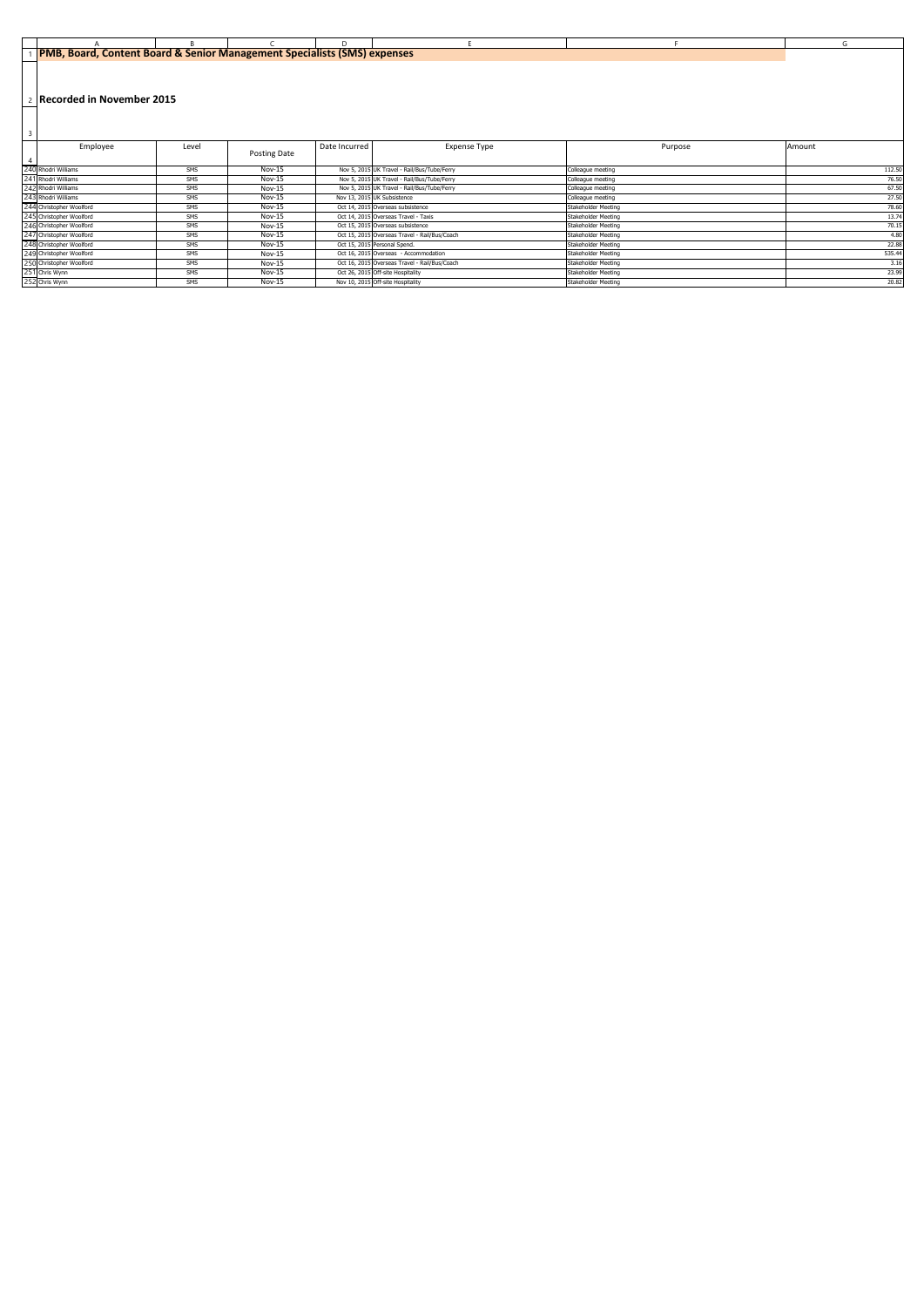# PMB, Board, Content Board & Senior Management Specialists (SMS) expenses

## Recorded in November 2015

| Employee | Level | Posting Date | Date Incurred | Expense Type | Purpose | Amount |
|---|---|---|---|---|---|---|
| Rhodri Williams | SMS | Nov-15 | Nov 5, 2015 | UK Travel - Rail/Bus/Tube/Ferry | Colleague meeting | 112.50 |
| Rhodri Williams | SMS | Nov-15 | Nov 5, 2015 | UK Travel - Rail/Bus/Tube/Ferry | Colleague meeting | 76.50 |
| Rhodri Williams | SMS | Nov-15 | Nov 5, 2015 | UK Travel - Rail/Bus/Tube/Ferry | Colleague meeting | 67.50 |
| Rhodri Williams | SMS | Nov-15 | Nov 13, 2015 | UK Subsistence | Colleague meeting | 27.50 |
| Christopher Woolford | SMS | Nov-15 | Oct 14, 2015 | Overseas subsistence | Stakeholder Meeting | 78.60 |
| Christopher Woolford | SMS | Nov-15 | Oct 14, 2015 | Overseas Travel - Taxis | Stakeholder Meeting | 13.74 |
| Christopher Woolford | SMS | Nov-15 | Oct 15, 2015 | Overseas subsistence | Stakeholder Meeting | 70.15 |
| Christopher Woolford | SMS | Nov-15 | Oct 15, 2015 | Overseas Travel - Rail/Bus/Coach | Stakeholder Meeting | 4.80 |
| Christopher Woolford | SMS | Nov-15 | Oct 15, 2015 | Personal Spend. | Stakeholder Meeting | 22.88 |
| Christopher Woolford | SMS | Nov-15 | Oct 16, 2015 | Overseas - Accommodation | Stakeholder Meeting | 535.44 |
| Christopher Woolford | SMS | Nov-15 | Oct 16, 2015 | Overseas Travel - Rail/Bus/Coach | Stakeholder Meeting | 3.16 |
| Chris Wynn | SMS | Nov-15 | Oct 26, 2015 | Off-site Hospitality | Stakeholder Meeting | 23.99 |
| Chris Wynn | SMS | Nov-15 | Nov 10, 2015 | Off-site Hospitality | Stakeholder Meeting | 20.82 |